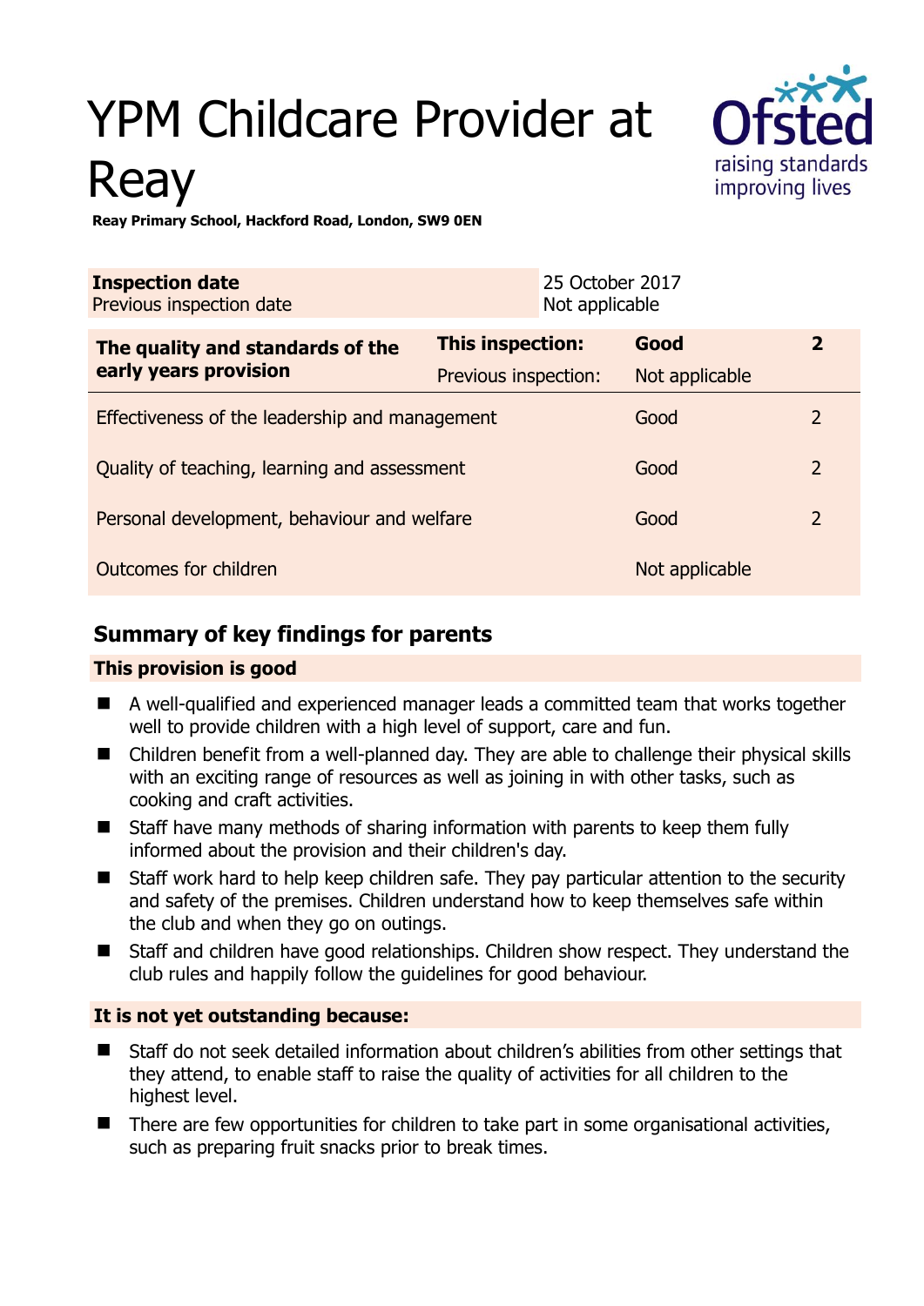# YPM Childcare Provider at Reay

**Reay Primary School, Hackford Road, London, SW9 0EN**

| **Inspection date** | 25 October 2017 |
|---|---|
| Previous inspection date | Not applicable |

| **The quality and standards of the early years provision** | **This inspection:** | **Good** | **2** |
|---|---|---|---|
| | Previous inspection: | Not applicable | |
| Effectiveness of the leadership and management | | Good | 2 |
| Quality of teaching, learning and assessment | | Good | 2 |
| Personal development, behaviour and welfare | | Good | 2 |
| Outcomes for children | | Not applicable | |

## Summary of key findings for parents

### This provision is good

- A well-qualified and experienced manager leads a committed team that works together well to provide children with a high level of support, care and fun.
- Children benefit from a well-planned day. They are able to challenge their physical skills with an exciting range of resources as well as joining in with other tasks, such as cooking and craft activities.
- Staff have many methods of sharing information with parents to keep them fully informed about the provision and their children's day.
- Staff work hard to help keep children safe. They pay particular attention to the security and safety of the premises. Children understand how to keep themselves safe within the club and when they go on outings.
- Staff and children have good relationships. Children show respect. They understand the club rules and happily follow the guidelines for good behaviour.

### It is not yet outstanding because:

- Staff do not seek detailed information about children's abilities from other settings that they attend, to enable staff to raise the quality of activities for all children to the highest level.
- There are few opportunities for children to take part in some organisational activities, such as preparing fruit snacks prior to break times.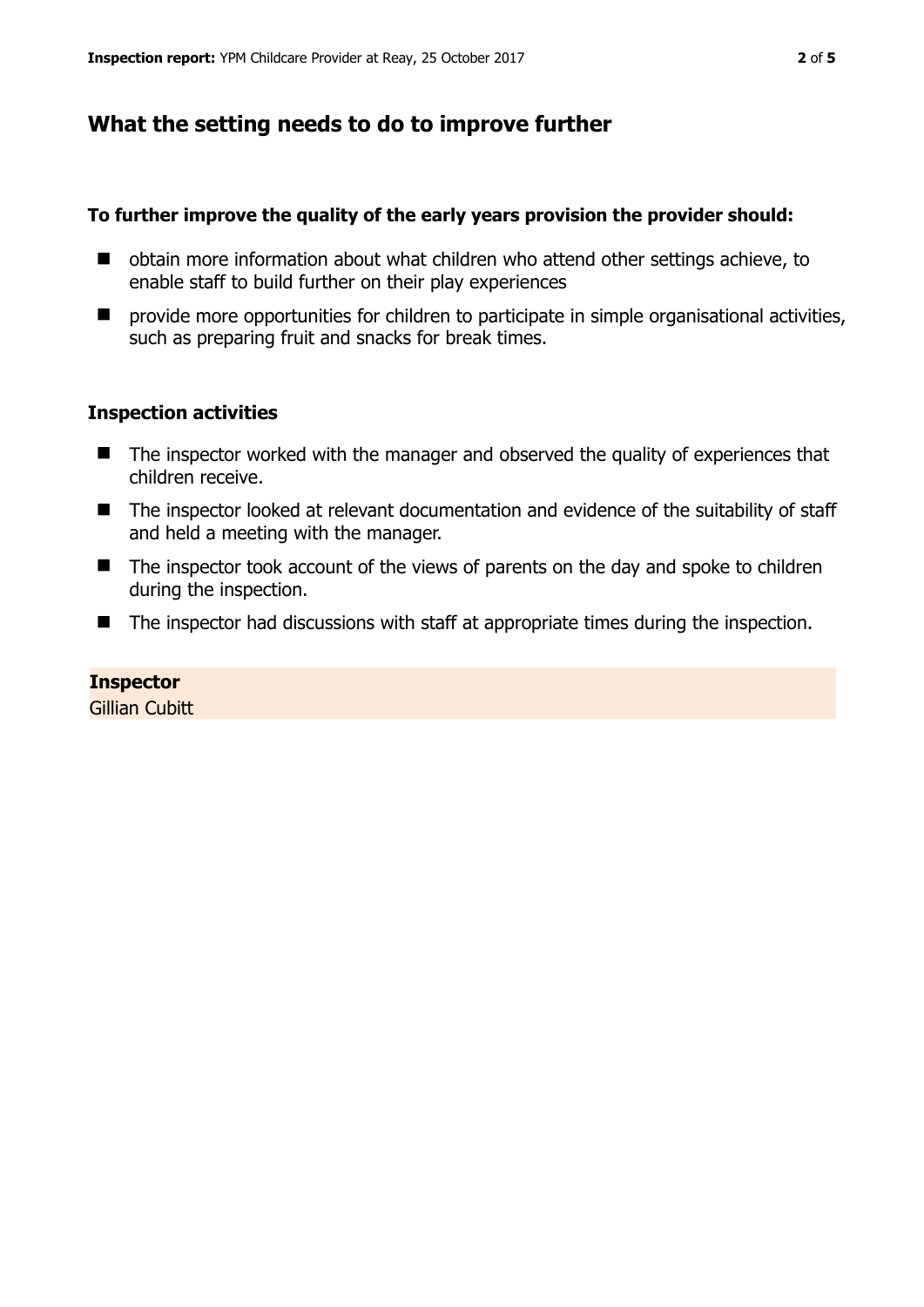## What the setting needs to do to improve further

**To further improve the quality of the early years provision the provider should:**

- obtain more information about what children who attend other settings achieve, to enable staff to build further on their play experiences
- provide more opportunities for children to participate in simple organisational activities, such as preparing fruit and snacks for break times.

### Inspection activities

- The inspector worked with the manager and observed the quality of experiences that children receive.
- The inspector looked at relevant documentation and evidence of the suitability of staff and held a meeting with the manager.
- The inspector took account of the views of parents on the day and spoke to children during the inspection.
- The inspector had discussions with staff at appropriate times during the inspection.

**Inspector**
Gillian Cubitt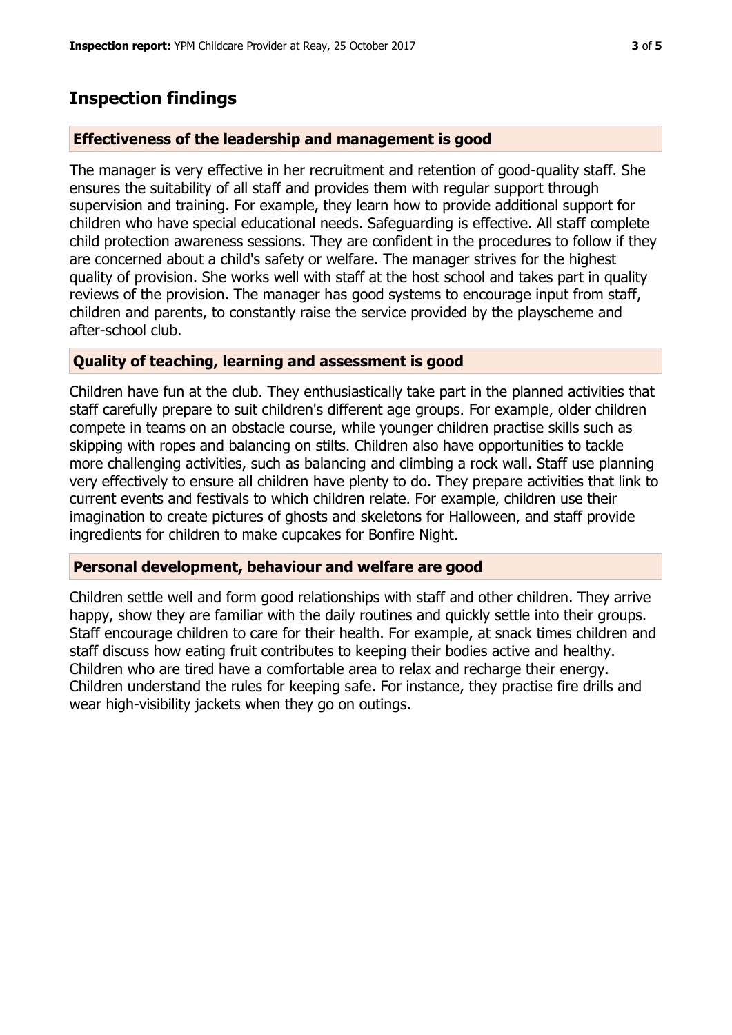## Inspection findings

### Effectiveness of the leadership and management is good

The manager is very effective in her recruitment and retention of good-quality staff. She ensures the suitability of all staff and provides them with regular support through supervision and training. For example, they learn how to provide additional support for children who have special educational needs. Safeguarding is effective. All staff complete child protection awareness sessions. They are confident in the procedures to follow if they are concerned about a child's safety or welfare. The manager strives for the highest quality of provision. She works well with staff at the host school and takes part in quality reviews of the provision. The manager has good systems to encourage input from staff, children and parents, to constantly raise the service provided by the playscheme and after-school club.

### Quality of teaching, learning and assessment is good

Children have fun at the club. They enthusiastically take part in the planned activities that staff carefully prepare to suit children's different age groups. For example, older children compete in teams on an obstacle course, while younger children practise skills such as skipping with ropes and balancing on stilts. Children also have opportunities to tackle more challenging activities, such as balancing and climbing a rock wall. Staff use planning very effectively to ensure all children have plenty to do. They prepare activities that link to current events and festivals to which children relate. For example, children use their imagination to create pictures of ghosts and skeletons for Halloween, and staff provide ingredients for children to make cupcakes for Bonfire Night.

### Personal development, behaviour and welfare are good

Children settle well and form good relationships with staff and other children. They arrive happy, show they are familiar with the daily routines and quickly settle into their groups. Staff encourage children to care for their health. For example, at snack times children and staff discuss how eating fruit contributes to keeping their bodies active and healthy. Children who are tired have a comfortable area to relax and recharge their energy. Children understand the rules for keeping safe. For instance, they practise fire drills and wear high-visibility jackets when they go on outings.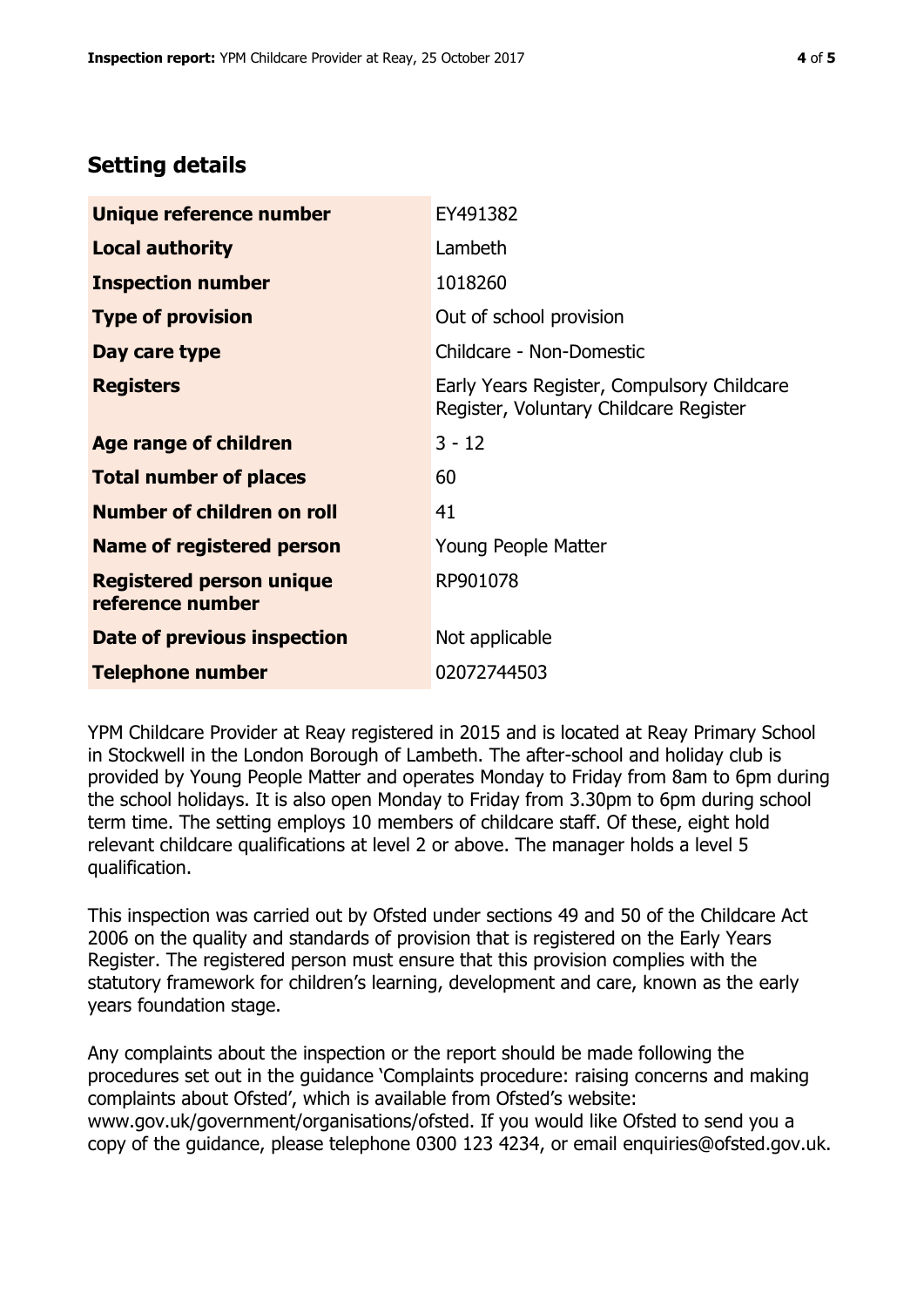## Setting details

| | |
|---|---|
| **Unique reference number** | EY491382 |
| **Local authority** | Lambeth |
| **Inspection number** | 1018260 |
| **Type of provision** | Out of school provision |
| **Day care type** | Childcare - Non-Domestic |
| **Registers** | Early Years Register, Compulsory Childcare Register, Voluntary Childcare Register |
| **Age range of children** | 3 - 12 |
| **Total number of places** | 60 |
| **Number of children on roll** | 41 |
| **Name of registered person** | Young People Matter |
| **Registered person unique reference number** | RP901078 |
| **Date of previous inspection** | Not applicable |
| **Telephone number** | 02072744503 |

YPM Childcare Provider at Reay registered in 2015 and is located at Reay Primary School in Stockwell in the London Borough of Lambeth. The after-school and holiday club is provided by Young People Matter and operates Monday to Friday from 8am to 6pm during the school holidays. It is also open Monday to Friday from 3.30pm to 6pm during school term time. The setting employs 10 members of childcare staff. Of these, eight hold relevant childcare qualifications at level 2 or above. The manager holds a level 5 qualification.

This inspection was carried out by Ofsted under sections 49 and 50 of the Childcare Act 2006 on the quality and standards of provision that is registered on the Early Years Register. The registered person must ensure that this provision complies with the statutory framework for children's learning, development and care, known as the early years foundation stage.

Any complaints about the inspection or the report should be made following the procedures set out in the guidance 'Complaints procedure: raising concerns and making complaints about Ofsted', which is available from Ofsted's website: www.gov.uk/government/organisations/ofsted. If you would like Ofsted to send you a copy of the guidance, please telephone 0300 123 4234, or email enquiries@ofsted.gov.uk.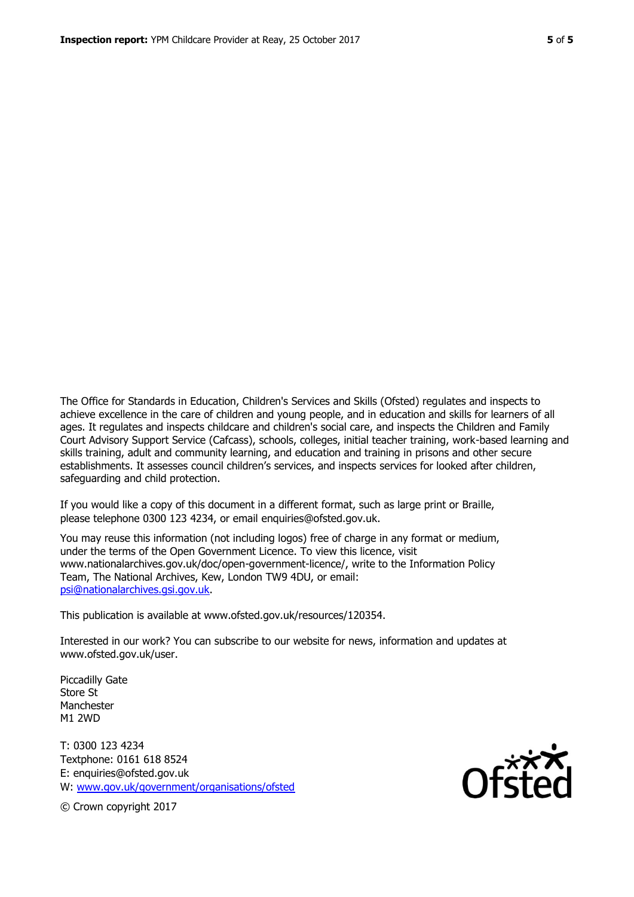The Office for Standards in Education, Children's Services and Skills (Ofsted) regulates and inspects to achieve excellence in the care of children and young people, and in education and skills for learners of all ages. It regulates and inspects childcare and children's social care, and inspects the Children and Family Court Advisory Support Service (Cafcass), schools, colleges, initial teacher training, work-based learning and skills training, adult and community learning, and education and training in prisons and other secure establishments. It assesses council children's services, and inspects services for looked after children, safeguarding and child protection.

If you would like a copy of this document in a different format, such as large print or Braille, please telephone 0300 123 4234, or email enquiries@ofsted.gov.uk.

You may reuse this information (not including logos) free of charge in any format or medium, under the terms of the Open Government Licence. To view this licence, visit www.nationalarchives.gov.uk/doc/open-government-licence/, write to the Information Policy Team, The National Archives, Kew, London TW9 4DU, or email: psi@nationalarchives.gsi.gov.uk.

This publication is available at www.ofsted.gov.uk/resources/120354.

Interested in our work? You can subscribe to our website for news, information and updates at www.ofsted.gov.uk/user.

Piccadilly Gate
Store St
Manchester
M1 2WD

T: 0300 123 4234
Textphone: 0161 618 8524
E: enquiries@ofsted.gov.uk
W: www.gov.uk/government/organisations/ofsted

© Crown copyright 2017